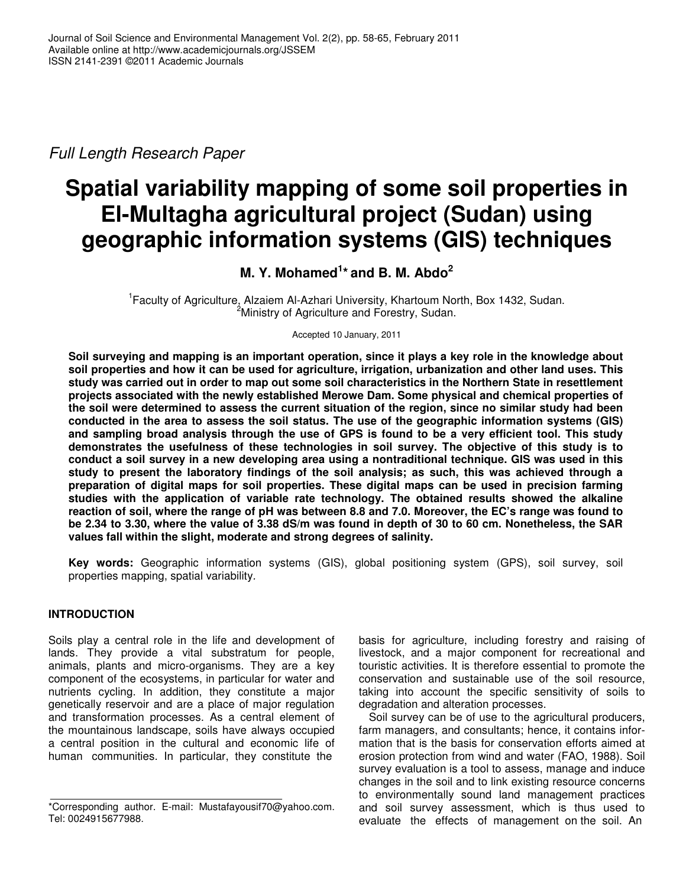*Full Length Research Paper*

# Spatial variability mapping of some soil properties in El-Multagha agricultural project (Sudan) using geographic information systems (GIS) techniques

**M. Y. Mohamed[1]\* and B. M. Abdo[2]**

[1]Faculty of Agriculture, Alzaiem Al-Azhari University, Khartoum North, Box 1432, Sudan.
[2]Ministry of Agriculture and Forestry, Sudan.

Accepted 10 January, 2011

**Soil surveying and mapping is an important operation, since it plays a key role in the knowledge about soil properties and how it can be used for agriculture, irrigation, urbanization and other land uses. This study was carried out in order to map out some soil characteristics in the Northern State in resettlement projects associated with the newly established Merowe Dam. Some physical and chemical properties of the soil were determined to assess the current situation of the region, since no similar study had been conducted in the area to assess the soil status. The use of the geographic information systems (GIS) and sampling broad analysis through the use of GPS is found to be a very efficient tool. This study demonstrates the usefulness of these technologies in soil survey. The objective of this study is to conduct a soil survey in a new developing area using a nontraditional technique. GIS was used in this study to present the laboratory findings of the soil analysis; as such, this was achieved through a preparation of digital maps for soil properties. These digital maps can be used in precision farming studies with the application of variable rate technology. The obtained results showed the alkaline reaction of soil, where the range of pH was between 8.8 and 7.0. Moreover, the EC's range was found to be 2.34 to 3.30, where the value of 3.38 dS/m was found in depth of 30 to 60 cm. Nonetheless, the SAR values fall within the slight, moderate and strong degrees of salinity.**

**Key words:** Geographic information systems (GIS), global positioning system (GPS), soil survey, soil properties mapping, spatial variability.

## INTRODUCTION

Soils play a central role in the life and development of lands. They provide a vital substratum for people, animals, plants and micro-organisms. They are a key component of the ecosystems, in particular for water and nutrients cycling. In addition, they constitute a major genetically reservoir and are a place of major regulation and transformation processes. As a central element of the mountainous landscape, soils have always occupied a central position in the cultural and economic life of human communities. In particular, they constitute the basis for agriculture, including forestry and raising of livestock, and a major component for recreational and touristic activities. It is therefore essential to promote the conservation and sustainable use of the soil resource, taking into account the specific sensitivity of soils to degradation and alteration processes.

Soil survey can be of use to the agricultural producers, farm managers, and consultants; hence, it contains information that is the basis for conservation efforts aimed at erosion protection from wind and water (FAO, 1988). Soil survey evaluation is a tool to assess, manage and induce changes in the soil and to link existing resource concerns to environmentally sound land management practices and soil survey assessment, which is thus used to evaluate the effects of management on the soil. An

\*Corresponding author. E-mail: Mustafayousif70@yahoo.com. Tel: 0024915677988.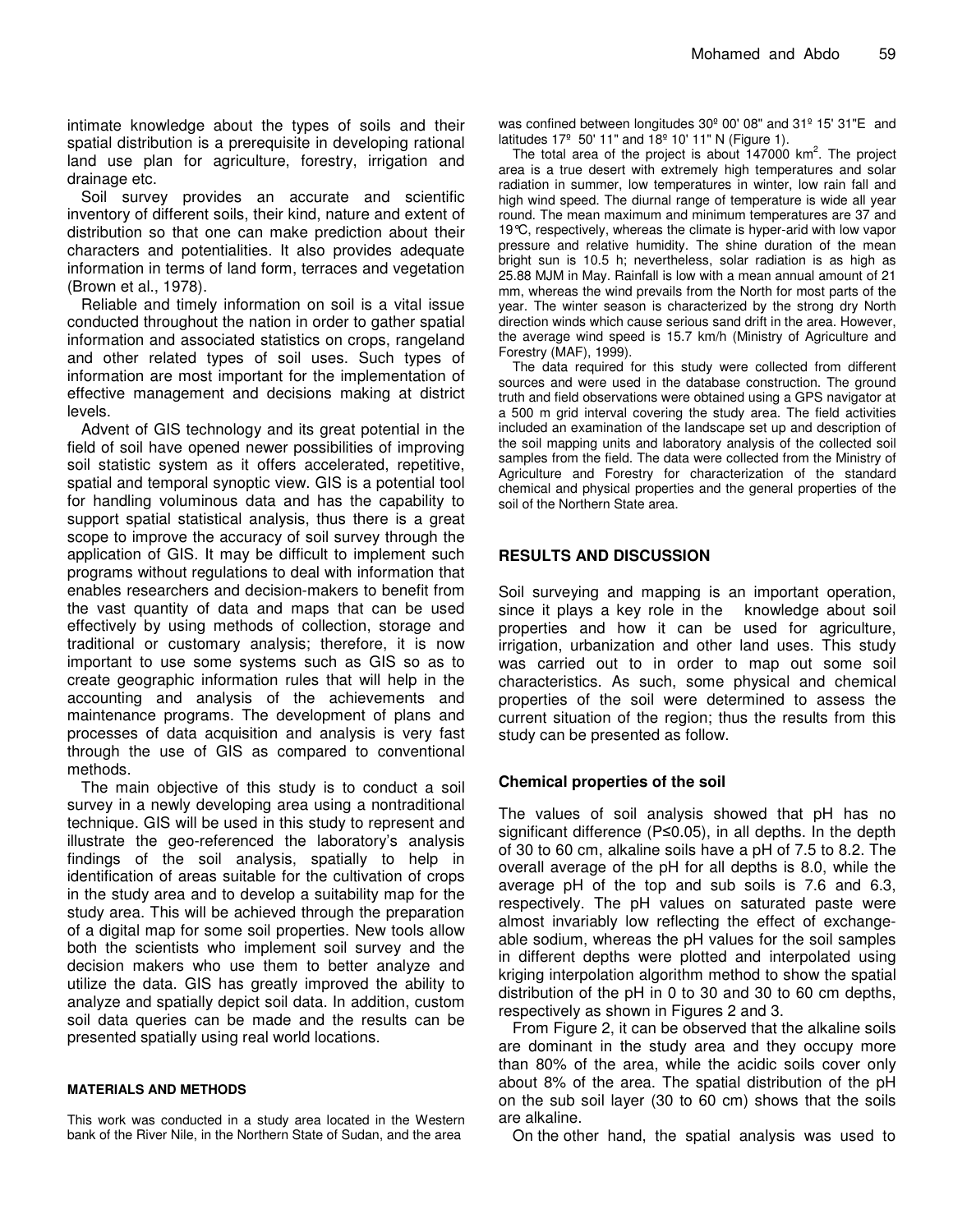intimate knowledge about the types of soils and their spatial distribution is a prerequisite in developing rational land use plan for agriculture, forestry, irrigation and drainage etc.

Soil survey provides an accurate and scientific inventory of different soils, their kind, nature and extent of distribution so that one can make prediction about their characters and potentialities. It also provides adequate information in terms of land form, terraces and vegetation (Brown et al., 1978).

Reliable and timely information on soil is a vital issue conducted throughout the nation in order to gather spatial information and associated statistics on crops, rangeland and other related types of soil uses. Such types of information are most important for the implementation of effective management and decisions making at district levels.

Advent of GIS technology and its great potential in the field of soil have opened newer possibilities of improving soil statistic system as it offers accelerated, repetitive, spatial and temporal synoptic view. GIS is a potential tool for handling voluminous data and has the capability to support spatial statistical analysis, thus there is a great scope to improve the accuracy of soil survey through the application of GIS. It may be difficult to implement such programs without regulations to deal with information that enables researchers and decision-makers to benefit from the vast quantity of data and maps that can be used effectively by using methods of collection, storage and traditional or customary analysis; therefore, it is now important to use some systems such as GIS so as to create geographic information rules that will help in the accounting and analysis of the achievements and maintenance programs. The development of plans and processes of data acquisition and analysis is very fast through the use of GIS as compared to conventional methods.

The main objective of this study is to conduct a soil survey in a newly developing area using a nontraditional technique. GIS will be used in this study to represent and illustrate the geo-referenced the laboratory's analysis findings of the soil analysis, spatially to help in identification of areas suitable for the cultivation of crops in the study area and to develop a suitability map for the study area. This will be achieved through the preparation of a digital map for some soil properties. New tools allow both the scientists who implement soil survey and the decision makers who use them to better analyze and utilize the data. GIS has greatly improved the ability to analyze and spatially depict soil data. In addition, custom soil data queries can be made and the results can be presented spatially using real world locations.

## MATERIALS AND METHODS

This work was conducted in a study area located in the Western bank of the River Nile, in the Northern State of Sudan, and the area was confined between longitudes 30º 00' 08" and 31º 15' 31"E and latitudes 17º 50' 11" and 18º 10' 11" N (Figure 1).

The total area of the project is about 147000 km$^2$. The project area is a true desert with extremely high temperatures and solar radiation in summer, low temperatures in winter, low rain fall and high wind speed. The diurnal range of temperature is wide all year round. The mean maximum and minimum temperatures are 37 and 19°C, respectively, whereas the climate is hyper-arid with low vapor pressure and relative humidity. The shine duration of the mean bright sun is 10.5 h; nevertheless, solar radiation is as high as 25.88 MJM in May. Rainfall is low with a mean annual amount of 21 mm, whereas the wind prevails from the North for most parts of the year. The winter season is characterized by the strong dry North direction winds which cause serious sand drift in the area. However, the average wind speed is 15.7 km/h (Ministry of Agriculture and Forestry (MAF), 1999).

The data required for this study were collected from different sources and were used in the database construction. The ground truth and field observations were obtained using a GPS navigator at a 500 m grid interval covering the study area. The field activities included an examination of the landscape set up and description of the soil mapping units and laboratory analysis of the collected soil samples from the field. The data were collected from the Ministry of Agriculture and Forestry for characterization of the standard chemical and physical properties and the general properties of the soil of the Northern State area.

## RESULTS AND DISCUSSION

Soil surveying and mapping is an important operation, since it plays a key role in the knowledge about soil properties and how it can be used for agriculture, irrigation, urbanization and other land uses. This study was carried out to in order to map out some soil characteristics. As such, some physical and chemical properties of the soil were determined to assess the current situation of the region; thus the results from this study can be presented as follow.

### Chemical properties of the soil

The values of soil analysis showed that pH has no significant difference ($P \le 0.05$), in all depths. In the depth of 30 to 60 cm, alkaline soils have a pH of 7.5 to 8.2. The overall average of the pH for all depths is 8.0, while the average pH of the top and sub soils is 7.6 and 6.3, respectively. The pH values on saturated paste were almost invariably low reflecting the effect of exchangeable sodium, whereas the pH values for the soil samples in different depths were plotted and interpolated using kriging interpolation algorithm method to show the spatial distribution of the pH in 0 to 30 and 30 to 60 cm depths, respectively as shown in Figures 2 and 3.

From Figure 2, it can be observed that the alkaline soils are dominant in the study area and they occupy more than 80% of the area, while the acidic soils cover only about 8% of the area. The spatial distribution of the pH on the sub soil layer (30 to 60 cm) shows that the soils are alkaline.

On the other hand, the spatial analysis was used to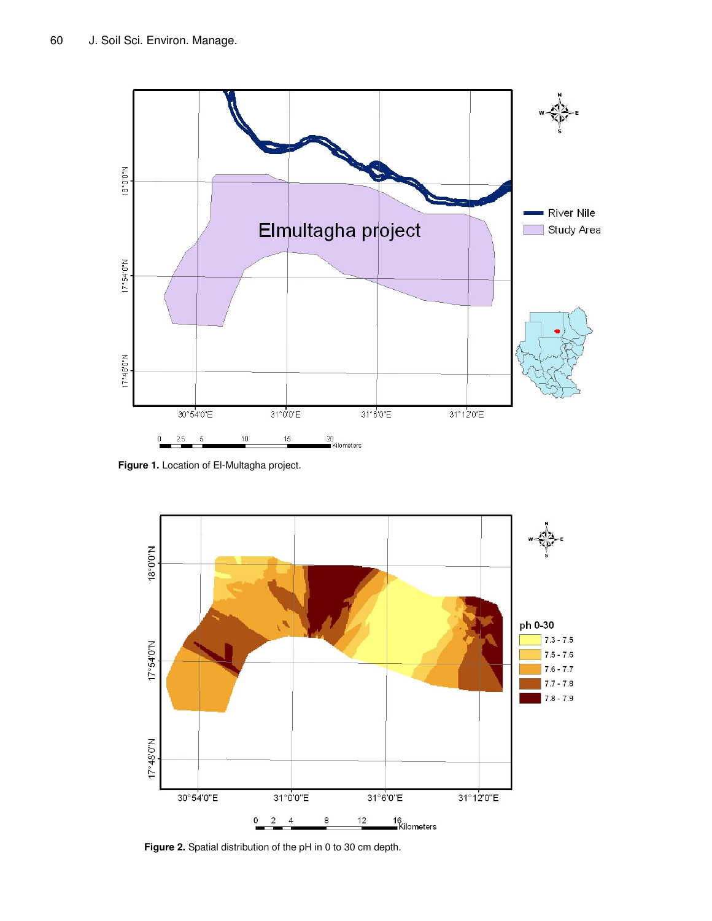Figure 1. Location of El-Multagha project.

Figure 2. Spatial distribution of the pH in 0 to 30 cm depth.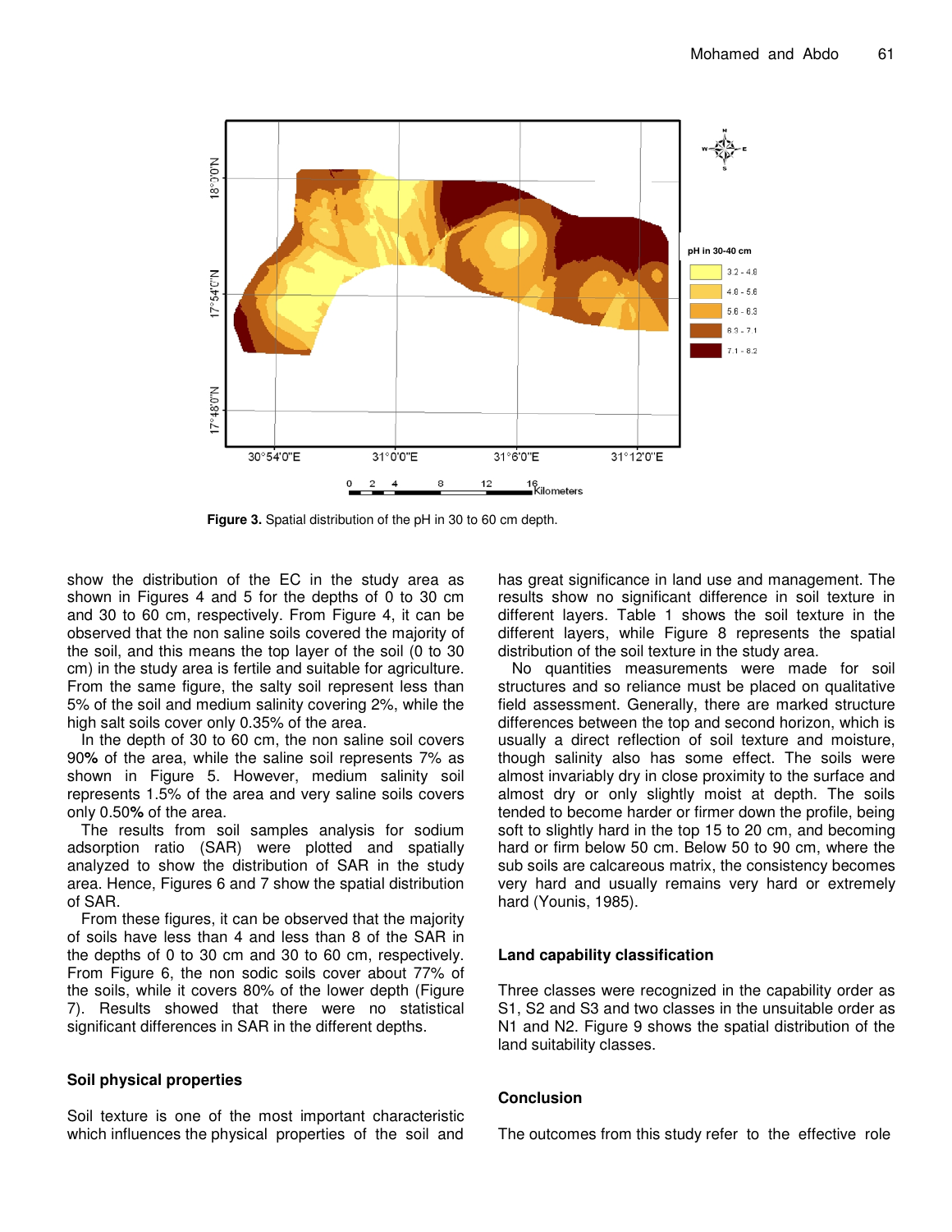**Figure 3.** Spatial distribution of the pH in 30 to 60 cm depth.

show the distribution of the EC in the study area as shown in Figures 4 and 5 for the depths of 0 to 30 cm and 30 to 60 cm, respectively. From Figure 4, it can be observed that the non saline soils covered the majority of the soil, and this means the top layer of the soil (0 to 30 cm) in the study area is fertile and suitable for agriculture. From the same figure, the salty soil represent less than 5% of the soil and medium salinity covering 2%, while the high salt soils cover only 0.35% of the area.

In the depth of 30 to 60 cm, the non saline soil covers 90**%** of the area, while the saline soil represents 7% as shown in Figure 5. However, medium salinity soil represents 1.5% of the area and very saline soils covers only 0.50**%** of the area.

The results from soil samples analysis for sodium adsorption ratio (SAR) were plotted and spatially analyzed to show the distribution of SAR in the study area. Hence, Figures 6 and 7 show the spatial distribution of SAR.

From these figures, it can be observed that the majority of soils have less than 4 and less than 8 of the SAR in the depths of 0 to 30 cm and 30 to 60 cm, respectively. From Figure 6, the non sodic soils cover about 77% of the soils, while it covers 80% of the lower depth (Figure 7). Results showed that there were no statistical significant differences in SAR in the different depths.

### Soil physical properties

Soil texture is one of the most important characteristic which influences the physical properties of the soil and has great significance in land use and management. The results show no significant difference in soil texture in different layers. Table 1 shows the soil texture in the different layers, while Figure 8 represents the spatial distribution of the soil texture in the study area.

No quantities measurements were made for soil structures and so reliance must be placed on qualitative field assessment. Generally, there are marked structure differences between the top and second horizon, which is usually a direct reflection of soil texture and moisture, though salinity also has some effect. The soils were almost invariably dry in close proximity to the surface and almost dry or only slightly moist at depth. The soils tended to become harder or firmer down the profile, being soft to slightly hard in the top 15 to 20 cm, and becoming hard or firm below 50 cm. Below 50 to 90 cm, where the sub soils are calcareous matrix, the consistency becomes very hard and usually remains very hard or extremely hard (Younis, 1985).

### Land capability classification

Three classes were recognized in the capability order as S1, S2 and S3 and two classes in the unsuitable order as N1 and N2. Figure 9 shows the spatial distribution of the land suitability classes.

### Conclusion

The outcomes from this study refer to the effective role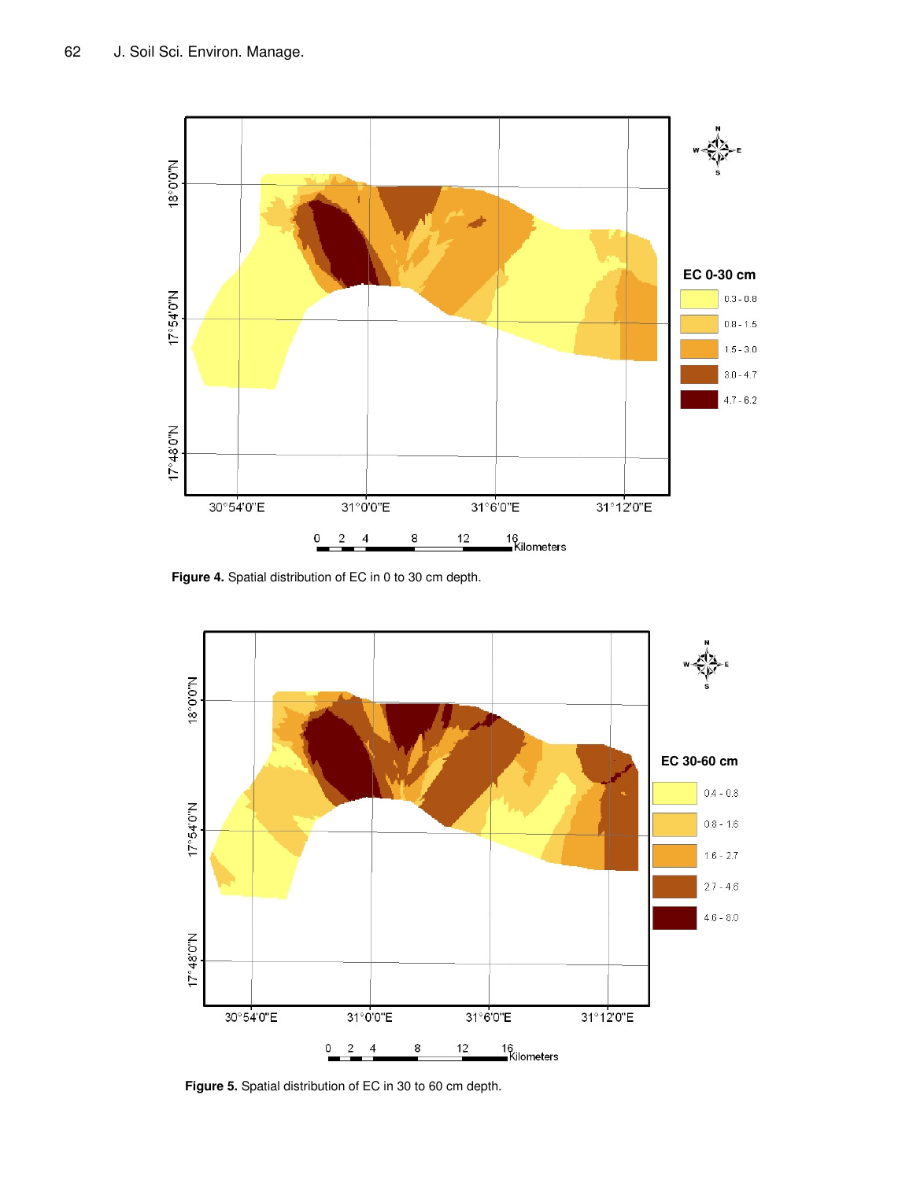Figure 4. Spatial distribution of EC in 0 to 30 cm depth.

Figure 5. Spatial distribution of EC in 30 to 60 cm depth.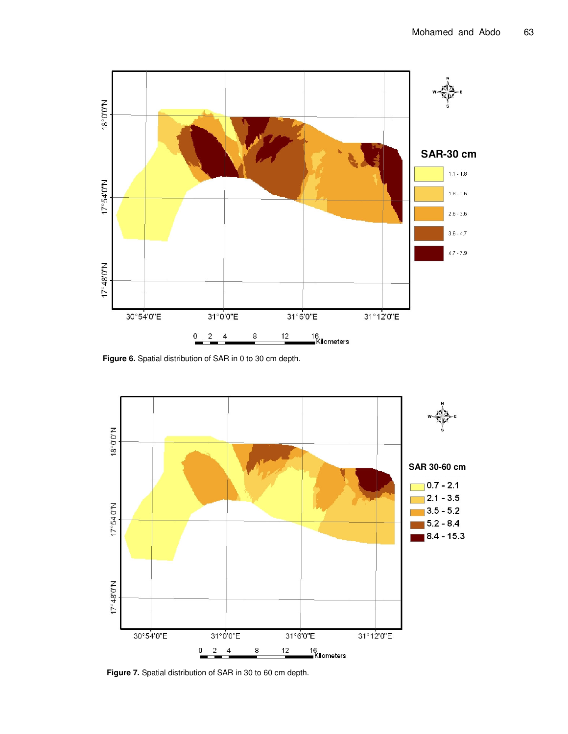Figure 6. Spatial distribution of SAR in 0 to 30 cm depth.

Figure 7. Spatial distribution of SAR in 30 to 60 cm depth.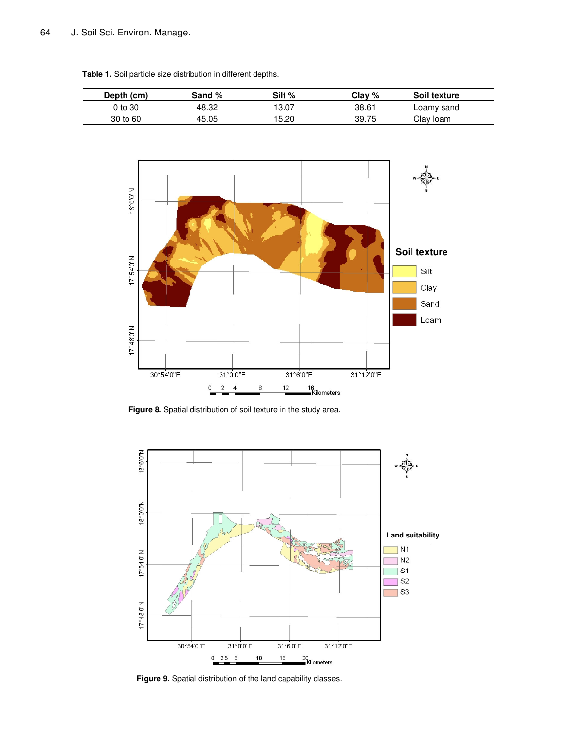**Table 1.** Soil particle size distribution in different depths.

| Depth (cm) | Sand % | Silt % | Clay % | Soil texture |
|---|---|---|---|---|
| 0 to 30 | 48.32 | 13.07 | 38.61 | Loamy sand |
| 30 to 60 | 45.05 | 15.20 | 39.75 | Clay loam |

**Figure 8.** Spatial distribution of soil texture in the study area.

**Figure 9.** Spatial distribution of the land capability classes.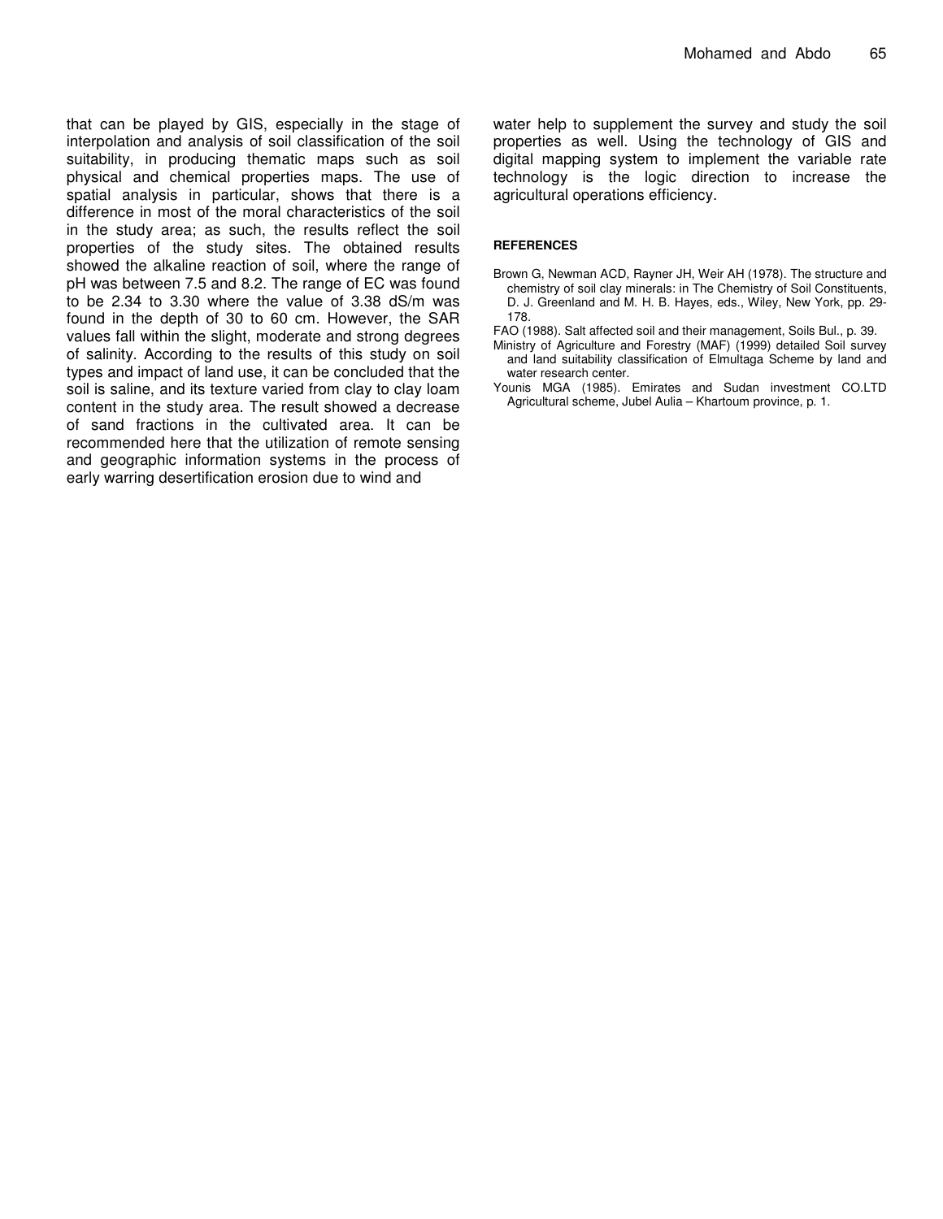that can be played by GIS, especially in the stage of interpolation and analysis of soil classification of the soil suitability, in producing thematic maps such as soil physical and chemical properties maps. The use of spatial analysis in particular, shows that there is a difference in most of the moral characteristics of the soil in the study area; as such, the results reflect the soil properties of the study sites. The obtained results showed the alkaline reaction of soil, where the range of pH was between 7.5 and 8.2. The range of EC was found to be 2.34 to 3.30 where the value of 3.38 dS/m was found in the depth of 30 to 60 cm. However, the SAR values fall within the slight, moderate and strong degrees of salinity. According to the results of this study on soil types and impact of land use, it can be concluded that the soil is saline, and its texture varied from clay to clay loam content in the study area. The result showed a decrease of sand fractions in the cultivated area. It can be recommended here that the utilization of remote sensing and geographic information systems in the process of early warring desertification erosion due to wind and water help to supplement the survey and study the soil properties as well. Using the technology of GIS and digital mapping system to implement the variable rate technology is the logic direction to increase the agricultural operations efficiency.

## REFERENCES

Brown G, Newman ACD, Rayner JH, Weir AH (1978). The structure and chemistry of soil clay minerals: in The Chemistry of Soil Constituents, D. J. Greenland and M. H. B. Hayes, eds., Wiley, New York, pp. 29-178.

FAO (1988). Salt affected soil and their management, Soils Bul., p. 39.

Ministry of Agriculture and Forestry (MAF) (1999) detailed Soil survey and land suitability classification of Elmultaga Scheme by land and water research center.

Younis MGA (1985). Emirates and Sudan investment CO.LTD Agricultural scheme, Jubel Aulia – Khartoum province, p. 1.